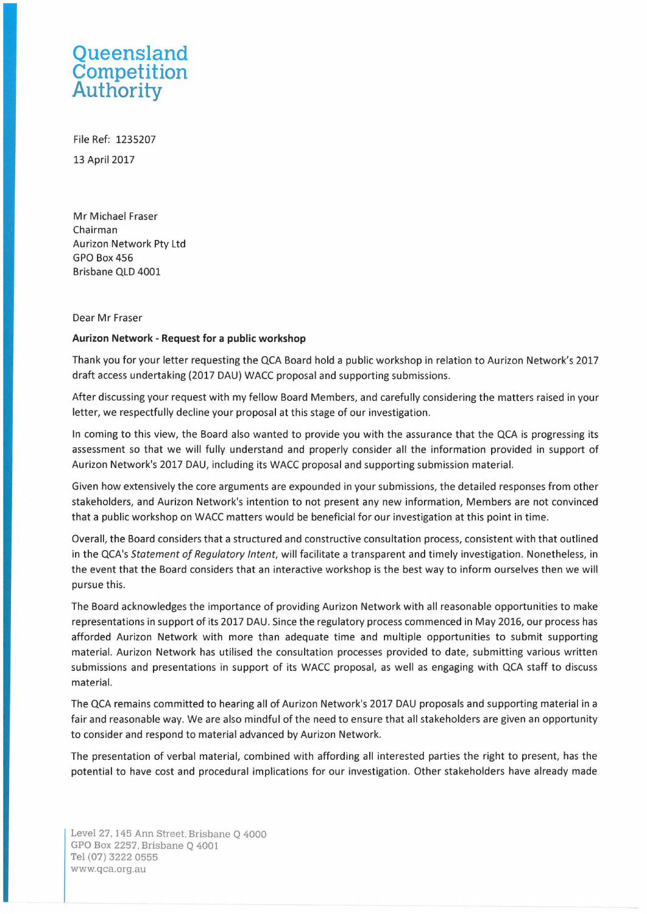# Queensland Competition Authority

File Ref: 1235207

13 April 2017

Mr Michael Fraser
Chairman
Aurizon Network Pty Ltd
GPO Box 456
Brisbane QLD 4001

Dear Mr Fraser

**Aurizon Network - Request for a public workshop**

Thank you for your letter requesting the QCA Board hold a public workshop in relation to Aurizon Network's 2017 draft access undertaking (2017 DAU) WACC proposal and supporting submissions.

After discussing your request with my fellow Board Members, and carefully considering the matters raised in your letter, we respectfully decline your proposal at this stage of our investigation.

In coming to this view, the Board also wanted to provide you with the assurance that the QCA is progressing its assessment so that we will fully understand and properly consider all the information provided in support of Aurizon Network's 2017 DAU, including its WACC proposal and supporting submission material.

Given how extensively the core arguments are expounded in your submissions, the detailed responses from other stakeholders, and Aurizon Network's intention to not present any new information, Members are not convinced that a public workshop on WACC matters would be beneficial for our investigation at this point in time.

Overall, the Board considers that a structured and constructive consultation process, consistent with that outlined in the QCA's *Statement of Regulatory Intent*, will facilitate a transparent and timely investigation. Nonetheless, in the event that the Board considers that an interactive workshop is the best way to inform ourselves then we will pursue this.

The Board acknowledges the importance of providing Aurizon Network with all reasonable opportunities to make representations in support of its 2017 DAU. Since the regulatory process commenced in May 2016, our process has afforded Aurizon Network with more than adequate time and multiple opportunities to submit supporting material. Aurizon Network has utilised the consultation processes provided to date, submitting various written submissions and presentations in support of its WACC proposal, as well as engaging with QCA staff to discuss material.

The QCA remains committed to hearing all of Aurizon Network's 2017 DAU proposals and supporting material in a fair and reasonable way. We are also mindful of the need to ensure that all stakeholders are given an opportunity to consider and respond to material advanced by Aurizon Network.

The presentation of verbal material, combined with affording all interested parties the right to present, has the potential to have cost and procedural implications for our investigation. Other stakeholders have already made

Level 27, 145 Ann Street, Brisbane Q 4000
GPO Box 2257, Brisbane Q 4001
Tel (07) 3222 0555
www.qca.org.au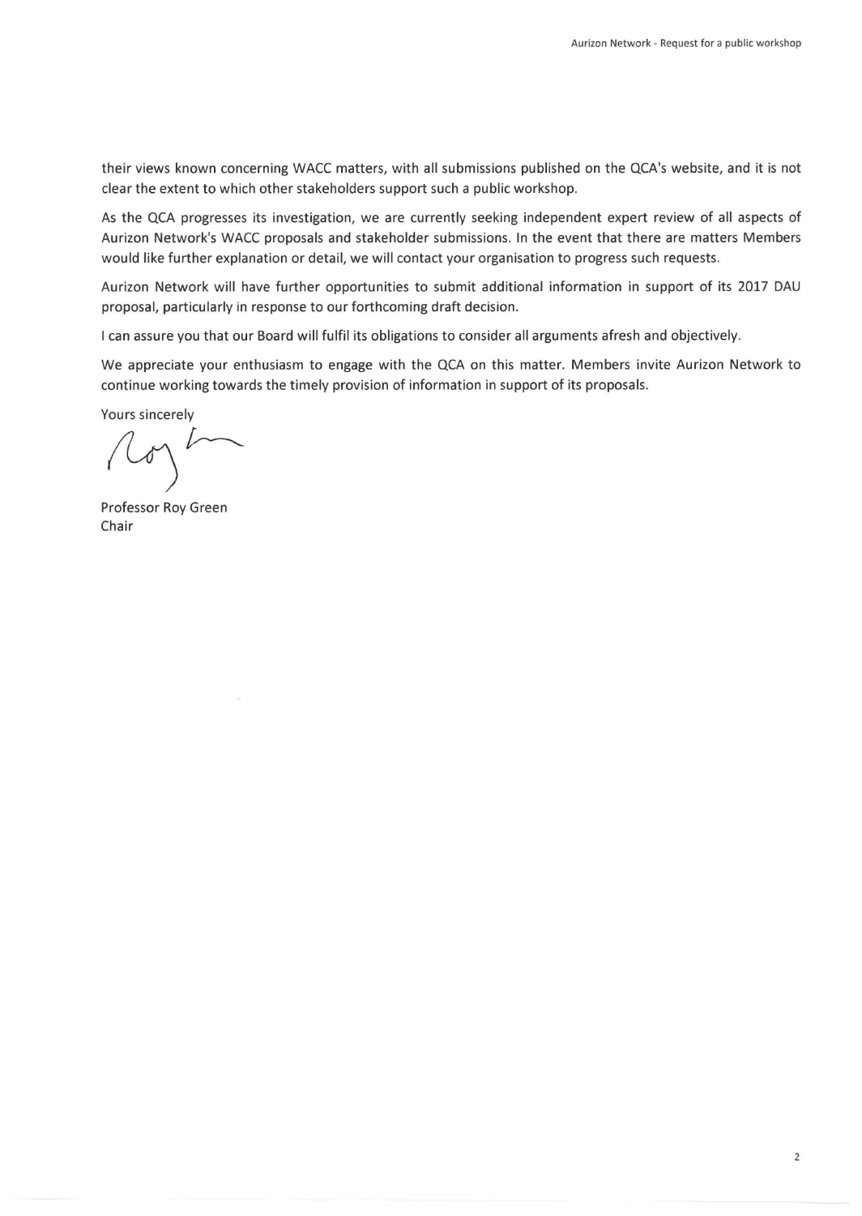their views known concerning WACC matters, with all submissions published on the QCA's website, and it is not clear the extent to which other stakeholders support such a public workshop.

As the QCA progresses its investigation, we are currently seeking independent expert review of all aspects of Aurizon Network's WACC proposals and stakeholder submissions. In the event that there are matters Members would like further explanation or detail, we will contact your organisation to progress such requests.

Aurizon Network will have further opportunities to submit additional information in support of its 2017 DAU proposal, particularly in response to our forthcoming draft decision.

I can assure you that our Board will fulfil its obligations to consider all arguments afresh and objectively.

We appreciate your enthusiasm to engage with the QCA on this matter. Members invite Aurizon Network to continue working towards the timely provision of information in support of its proposals.

Yours sincerely

Professor Roy Green
Chair